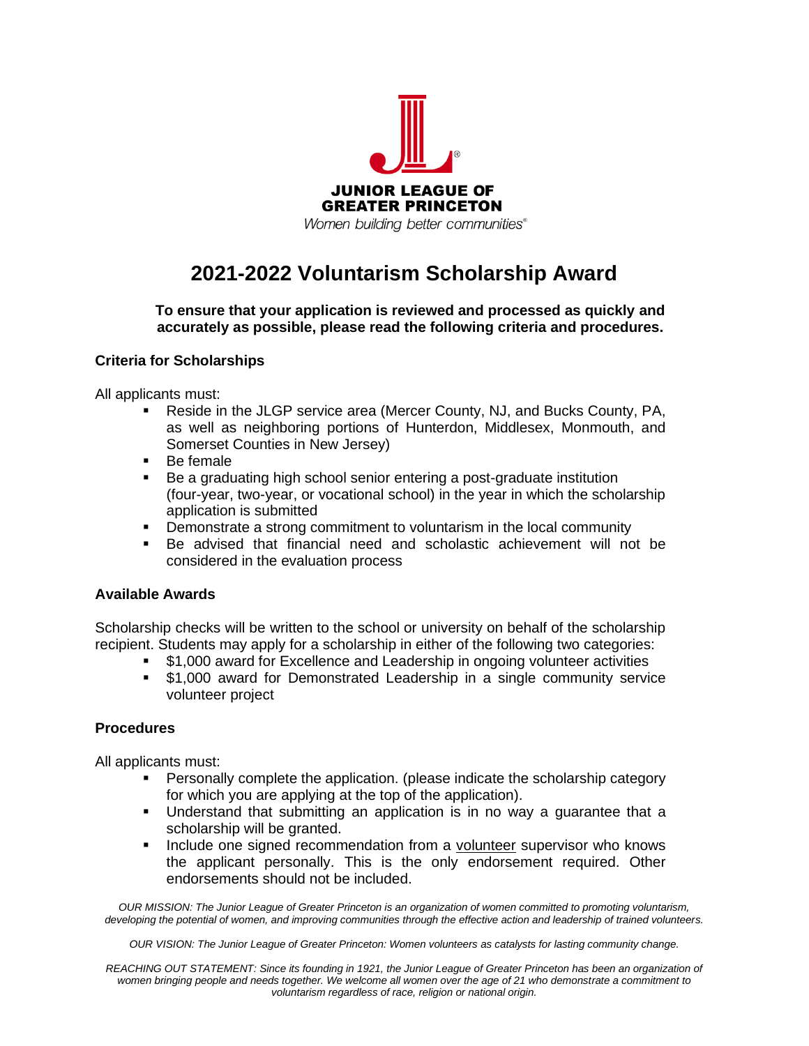**JUNIOR LEAGUE OF GREATER PRINCETON**

*Women building better communities®*

# 2021-2022 Voluntarism Scholarship Award

**To ensure that your application is reviewed and processed as quickly and accurately as possible, please read the following criteria and procedures.**

### Criteria for Scholarships

All applicants must:

- Reside in the JLGP service area (Mercer County, NJ, and Bucks County, PA, as well as neighboring portions of Hunterdon, Middlesex, Monmouth, and Somerset Counties in New Jersey)
- Be female
- Be a graduating high school senior entering a post-graduate institution (four-year, two-year, or vocational school) in the year in which the scholarship application is submitted
- Demonstrate a strong commitment to voluntarism in the local community
- Be advised that financial need and scholastic achievement will not be considered in the evaluation process

### Available Awards

Scholarship checks will be written to the school or university on behalf of the scholarship recipient. Students may apply for a scholarship in either of the following two categories:

- $1,000 award for Excellence and Leadership in ongoing volunteer activities
- $1,000 award for Demonstrated Leadership in a single community service volunteer project

### Procedures

All applicants must:

- Personally complete the application. (please indicate the scholarship category for which you are applying at the top of the application).
- Understand that submitting an application is in no way a guarantee that a scholarship will be granted.
- Include one signed recommendation from a volunteer supervisor who knows the applicant personally. This is the only endorsement required. Other endorsements should not be included.

*OUR MISSION: The Junior League of Greater Princeton is an organization of women committed to promoting voluntarism, developing the potential of women, and improving communities through the effective action and leadership of trained volunteers.*

*OUR VISION: The Junior League of Greater Princeton: Women volunteers as catalysts for lasting community change.*

*REACHING OUT STATEMENT: Since its founding in 1921, the Junior League of Greater Princeton has been an organization of women bringing people and needs together. We welcome all women over the age of 21 who demonstrate a commitment to voluntarism regardless of race, religion or national origin.*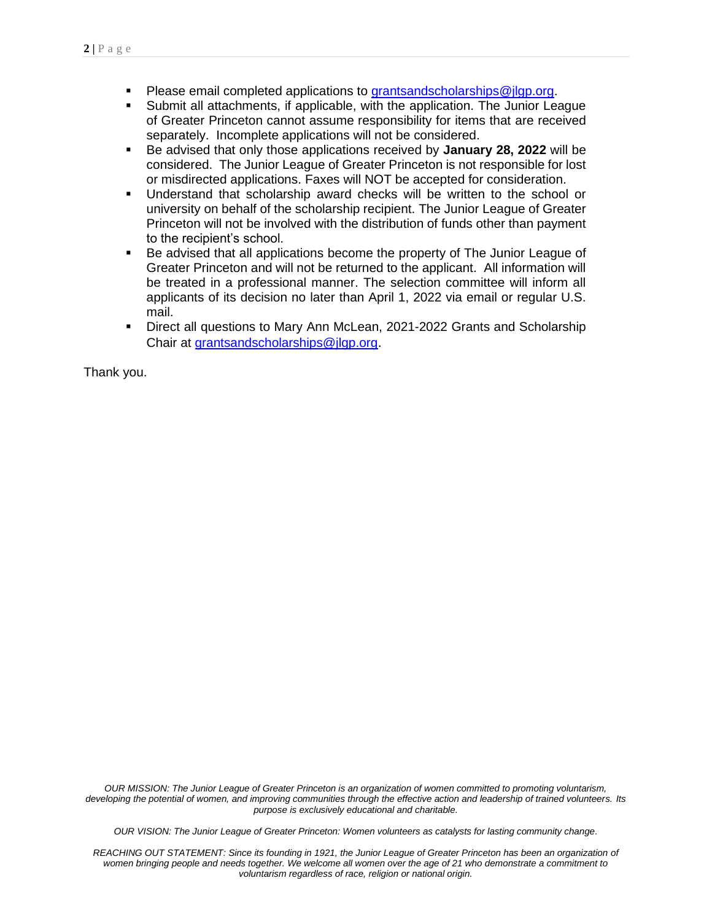- Please email completed applications to grantsandscholarships@jlgp.org.
- Submit all attachments, if applicable, with the application. The Junior League of Greater Princeton cannot assume responsibility for items that are received separately. Incomplete applications will not be considered.
- Be advised that only those applications received by **January 28, 2022** will be considered. The Junior League of Greater Princeton is not responsible for lost or misdirected applications. Faxes will NOT be accepted for consideration.
- Understand that scholarship award checks will be written to the school or university on behalf of the scholarship recipient. The Junior League of Greater Princeton will not be involved with the distribution of funds other than payment to the recipient's school.
- Be advised that all applications become the property of The Junior League of Greater Princeton and will not be returned to the applicant. All information will be treated in a professional manner. The selection committee will inform all applicants of its decision no later than April 1, 2022 via email or regular U.S. mail.
- Direct all questions to Mary Ann McLean, 2021-2022 Grants and Scholarship Chair at grantsandscholarships@jlgp.org.

Thank you.

*OUR MISSION: The Junior League of Greater Princeton is an organization of women committed to promoting voluntarism, developing the potential of women, and improving communities through the effective action and leadership of trained volunteers. Its purpose is exclusively educational and charitable.*

*OUR VISION: The Junior League of Greater Princeton: Women volunteers as catalysts for lasting community change.*

*REACHING OUT STATEMENT: Since its founding in 1921, the Junior League of Greater Princeton has been an organization of women bringing people and needs together. We welcome all women over the age of 21 who demonstrate a commitment to voluntarism regardless of race, religion or national origin.*